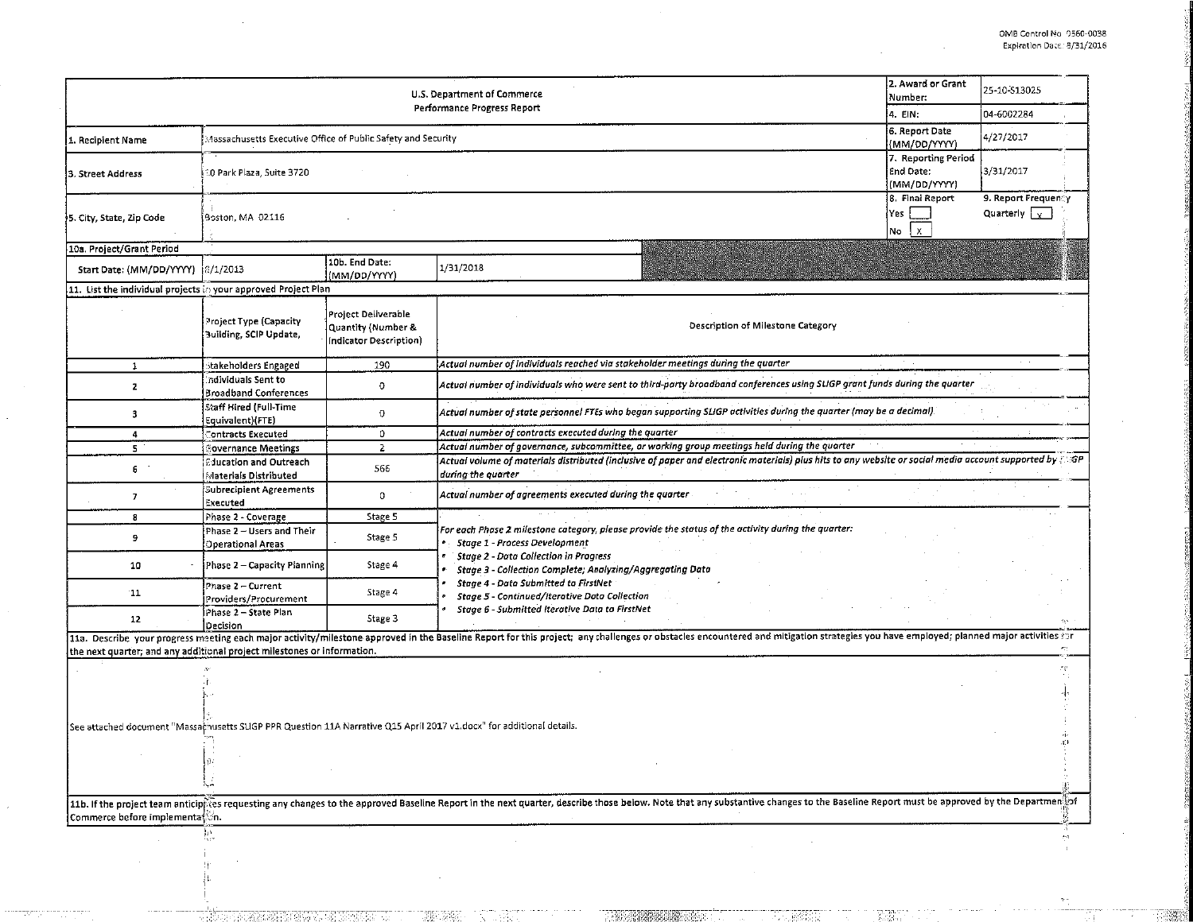OMB Control No. 0660-0038
Expiration Date: 8/31/2016

| U.S. Department of Commerce<br>Performance Progress Report | | | | 2. Award or Grant Number: | 25-10-S13025 |
|---|---|---|---|---|---|
| | | | | 4. EIN: | 04-6002284 |
| 1. Recipient Name | Massachusetts Executive Office of Public Safety and Security | | | 6. Report Date (MM/DD/YYYY) | 4/27/2017 |
| 3. Street Address | 10 Park Plaza, Suite 3720 | | | 7. Reporting Period End Date: (MM/DD/YYYY) | 3/31/2017 |
| 5. City, State, Zip Code | Boston, MA 02116 | | | 8. Final Report<br>Yes [ ]<br>No [X] | 9. Report Frequency<br>Quarterly [X] |
| 10a. Project/Grant Period | | | | | |
| Start Date: (MM/DD/YYYY) | 8/1/2013 | 10b. End Date: (MM/DD/YYYY) | 1/31/2018 | | |

11. List the individual projects in your approved Project Plan

| | Project Type (Capacity Building, SCIP Update, | Project Deliverable Quantity (Number & Indicator Description) | Description of Milestone Category |
|---|---|---|---|
| 1 | Stakeholders Engaged | 190 | *Actual number of individuals reached via stakeholder meetings during the quarter* |
| 2 | Individuals Sent to Broadband Conferences | 0 | *Actual number of individuals who were sent to third-party broadband conferences using SLIGP grant funds during the quarter* |
| 3 | Staff Hired (Full-Time Equivalent)(FTE) | 0 | *Actual number of state personnel FTEs who began supporting SLIGP activities during the quarter (may be a decimal)* |
| 4 | Contracts Executed | 0 | *Actual number of contracts executed during the quarter* |
| 5 | Governance Meetings | 2 | *Actual number of governance, subcommittee, or working group meetings held during the quarter* |
| 6 | Education and Outreach Materials Distributed | 566 | *Actual volume of materials distributed (inclusive of paper and electronic materials) plus hits to any website or social media account supported by SLIGP during the quarter* |
| 7 | Subrecipient Agreements Executed | 0 | *Actual number of agreements executed during the quarter* |
| 8 | Phase 2 - Coverage | Stage 5 | *For each Phase 2 milestone category, please provide the status of the activity during the quarter:*<br>• *Stage 1 - Process Development*<br>• *Stage 2 - Data Collection in Progress*<br>• *Stage 3 - Collection Complete; Analyzing/Aggregating Data*<br>• *Stage 4 - Data Submitted to FirstNet*<br>• *Stage 5 - Continued/Iterative Data Collection*<br>• *Stage 6 - Submitted Iterative Data to FirstNet* |
| 9 | Phase 2 – Users and Their Operational Areas | Stage 5 | |
| 10 | Phase 2 – Capacity Planning | Stage 4 | |
| 11 | Phase 2 – Current Providers/Procurement | Stage 4 | |
| 12 | Phase 2 – State Plan Decision | Stage 3 | |

11a. Describe your progress meeting each major activity/milestone approved in the Baseline Report for this project; any challenges or obstacles encountered and mitigation strategies you have employed; planned major activities for the next quarter; and any additional project milestones or information.

See attached document "Massachusetts SLIGP PPR Question 11A Narrative Q15 April 2017 v1.docx" for additional details.

11b. If the project team anticipates requesting any changes to the approved Baseline Report in the next quarter, describe those below. Note that any substantive changes to the Baseline Report must be approved by the Department of Commerce before implementation.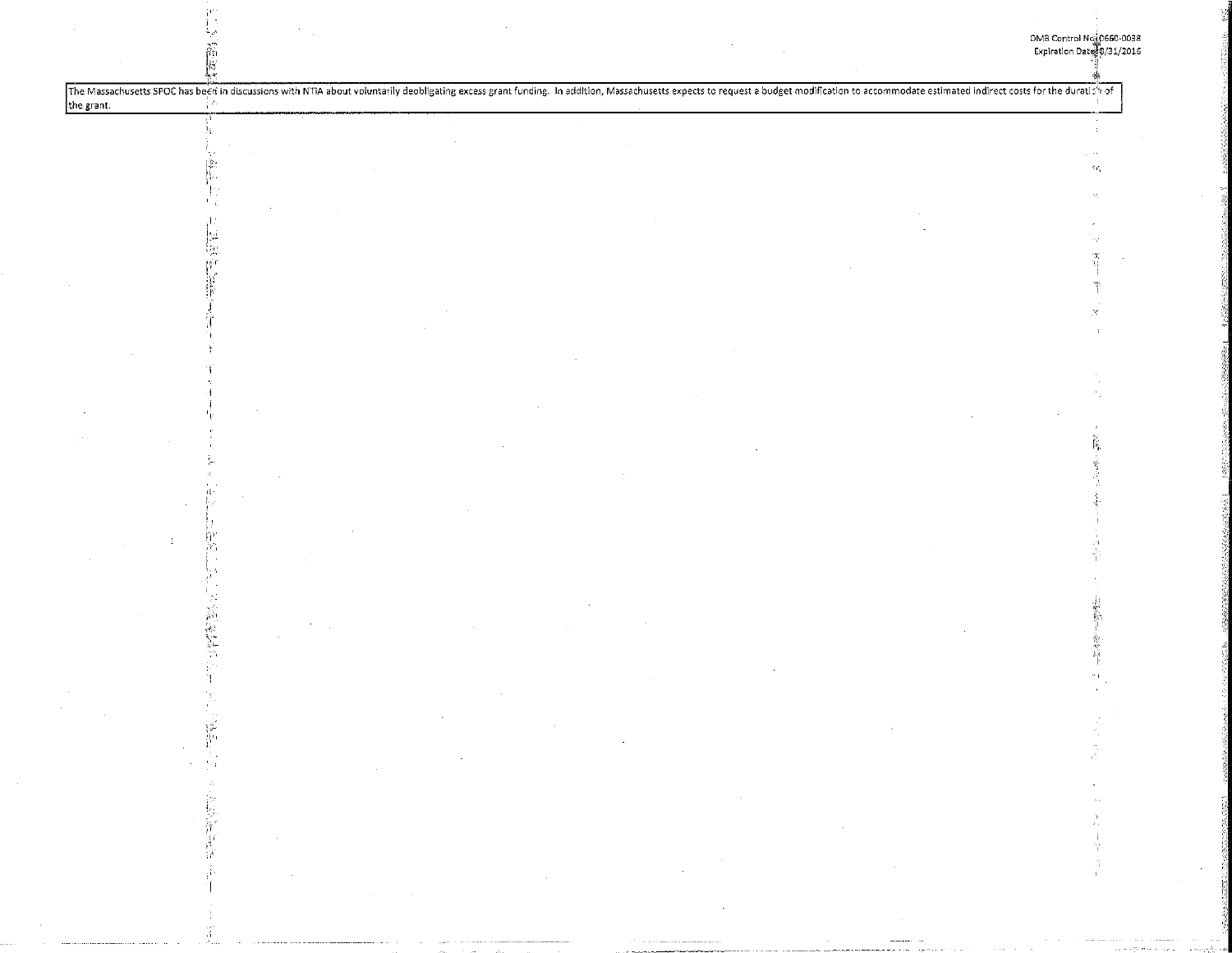The Massachusetts SPOC has been in discussions with NTIA about voluntarily deobligating excess grant funding. In addition, Massachusetts expects to request a budget modification to accommodate estimated indirect costs for the duration of the grant.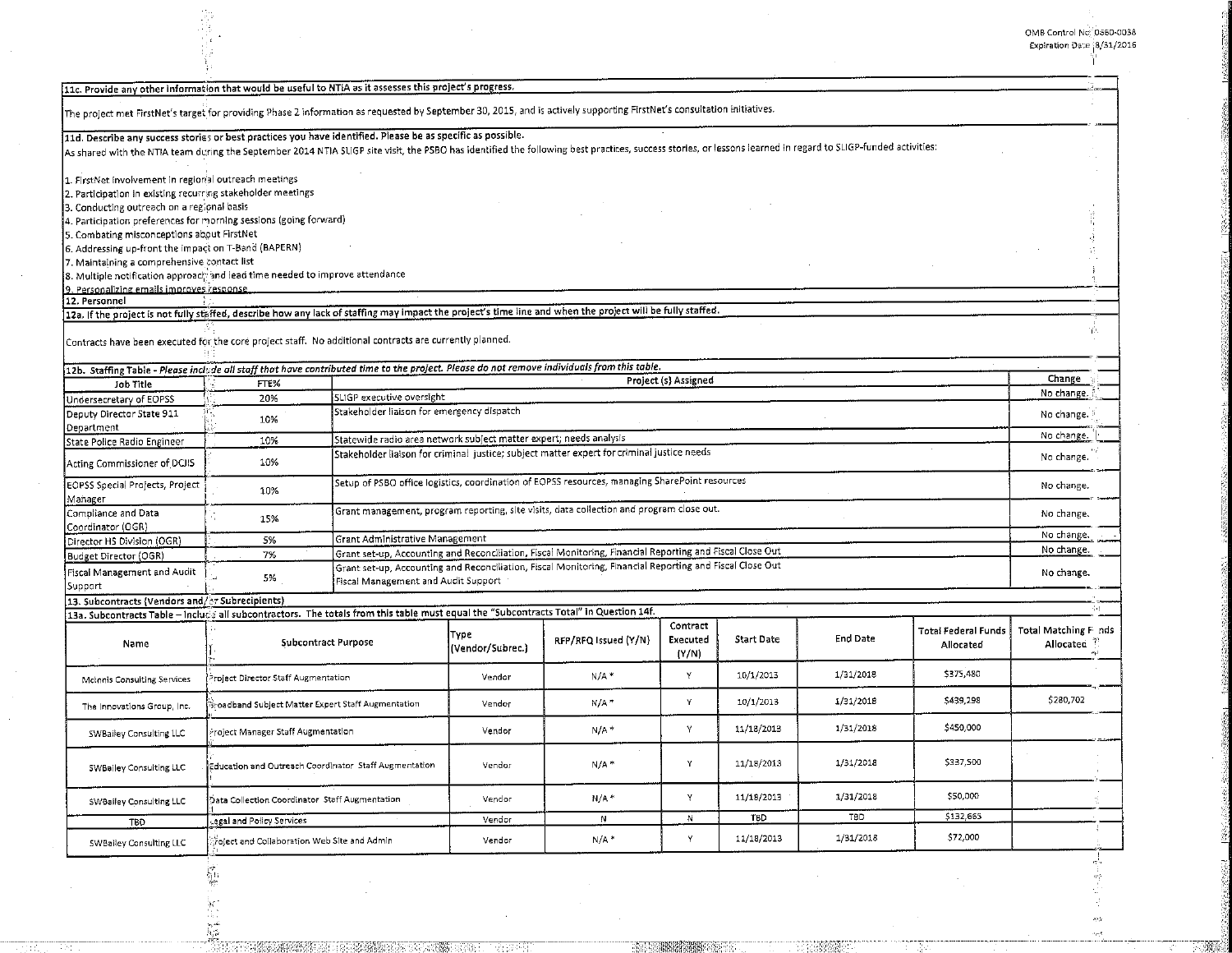OMB Control No. 0660-0038
Expiration Date 8/31/2016

**11c. Provide any other information that would be useful to NTIA as it assesses this project's progress.**

The project met FirstNet's target for providing Phase 2 information as requested by September 30, 2015, and is actively supporting FirstNet's consultation initiatives.

**11d. Describe any success stories or best practices you have identified. Please be as specific as possible.**

As shared with the NTIA team during the September 2014 NTIA SLIGP site visit, the PSBO has identified the following best practices, success stories, or lessons learned in regard to SLIGP-funded activities:

1. FirstNet involvement in regional outreach meetings
2. Participation in existing recurring stakeholder meetings
3. Conducting outreach on a regional basis
4. Participation preferences for morning sessions (going forward)
5. Combating misconceptions about FirstNet
6. Addressing up-front the impact on T-Band (BAPERN)
7. Maintaining a comprehensive contact list
8. Multiple notification approach and lead time needed to improve attendance
9. Personalizing emails improves response

**12. Personnel**

**12a. If the project is not fully staffed, describe how any lack of staffing may impact the project's time line and when the project will be fully staffed.**

Contracts have been executed for the core project staff. No additional contracts are currently planned.

**12b. Staffing Table** - *Please include all staff that have contributed time to the project. Please do not remove individuals from this table.*

| Job Title | FTE% | Project (s) Assigned | Change |
|---|---|---|---|
| Undersecretary of EOPSS | 20% | SLIGP executive oversight | No change. |
| Deputy Director State 911 Department | 10% | Stakeholder liaison for emergency dispatch | No change. |
| State Police Radio Engineer | 10% | Statewide radio area network subject matter expert; needs analysis | No change. |
| Acting Commissioner of DCJIS | 10% | Stakeholder liaison for criminal justice; subject matter expert for criminal justice needs | No change. |
| EOPSS Special Projects, Project Manager | 10% | Setup of PSBO office logistics, coordination of EOPSS resources, managing SharePoint resources | No change. |
| Compliance and Data Coordinator (OGR) | 15% | Grant management, program reporting, site visits, data collection and program close out. | No change. |
| Director HS Division (OGR) | 5% | Grant Administrative Management | No change. |
| Budget Director (OGR) | 7% | Grant set-up, Accounting and Reconciliation, Fiscal Monitoring, Financial Reporting and Fiscal Close Out | No change. |
| Fiscal Management and Audit Support | 5% | Grant set-up, Accounting and Reconciliation, Fiscal Monitoring, Financial Reporting and Fiscal Close Out Fiscal Management and Audit Support | No change. |

**13. Subcontracts (Vendors and/or Subrecipients)**

**13a. Subcontracts Table** – Include all subcontractors. The totals from this table must equal the "Subcontracts Total" in Question 14f.

| Name | Subcontract Purpose | Type (Vendor/Subrec.) | RFP/RFQ Issued (Y/N) | Contract Executed (Y/N) | Start Date | End Date | Total Federal Funds Allocated | Total Matching Funds Allocated |
|---|---|---|---|---|---|---|---|---|
| McInnis Consulting Services | Project Director Staff Augmentation | Vendor | N/A * | Y | 10/1/2013 | 1/31/2018 | $375,480 | |
| The Innovations Group, Inc. | Broadband Subject Matter Expert Staff Augmentation | Vendor | N/A * | Y | 10/1/2013 | 1/31/2018 | $439,298 | $280,702 |
| SWBailey Consulting LLC | Project Manager Staff Augmentation | Vendor | N/A * | Y | 11/18/2013 | 1/31/2018 | $450,000 | |
| SWBailey Consulting LLC | Education and Outreach Coordinator Staff Augmentation | Vendor | N/A * | Y | 11/18/2013 | 1/31/2018 | $337,500 | |
| SWBailey Consulting LLC | Data Collection Coordinator Staff Augmentation | Vendor | N/A * | Y | 11/18/2013 | 1/31/2018 | $50,000 | |
| TBD | Legal and Policy Services | Vendor | N | N | TBD | TBD | $132,665 | |
| SWBailey Consulting LLC | Project and Collaboration Web Site and Admin | Vendor | N/A * | Y | 11/18/2013 | 1/31/2018 | $72,000 | |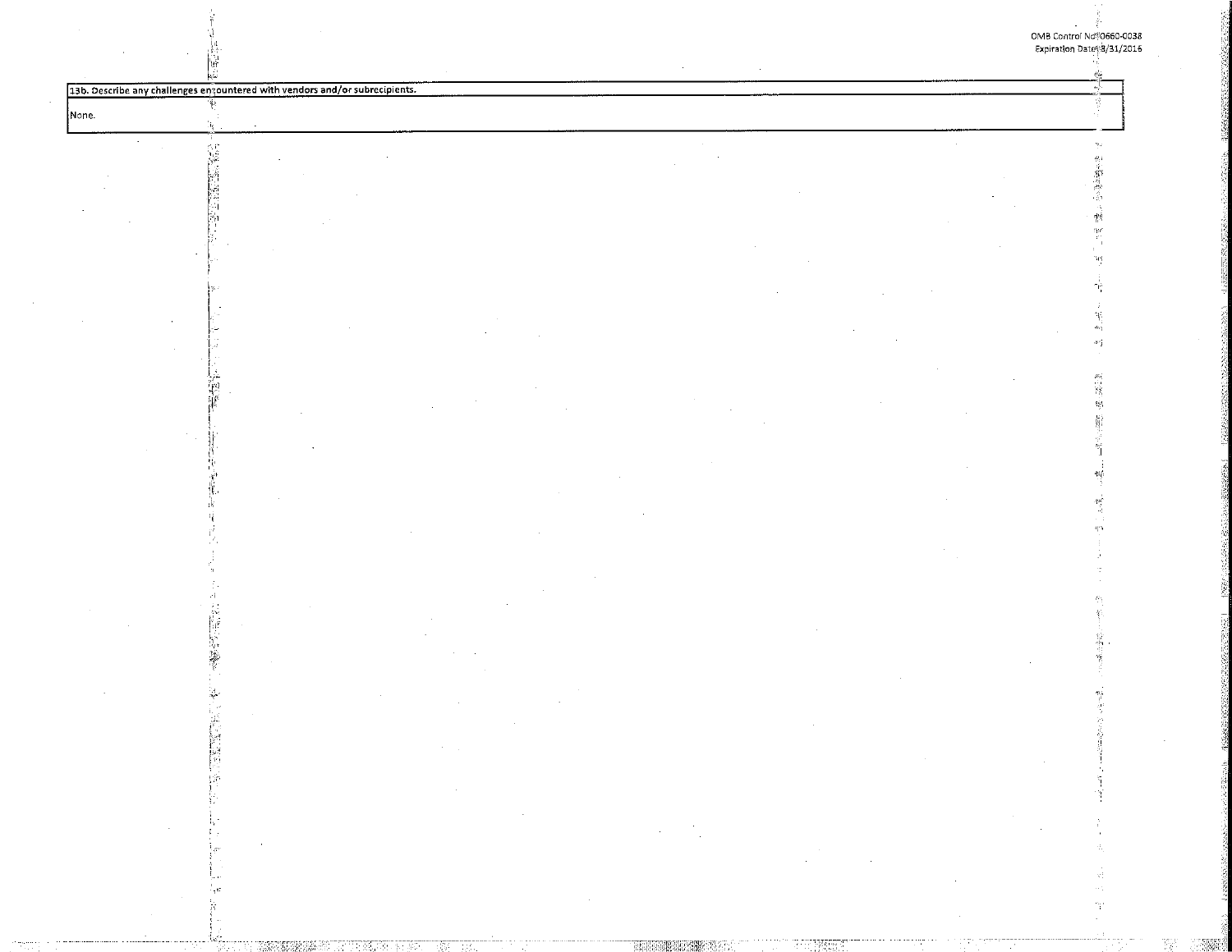| 13b. Describe any challenges encountered with vendors and/or subrecipients. |
| --- |
| None. |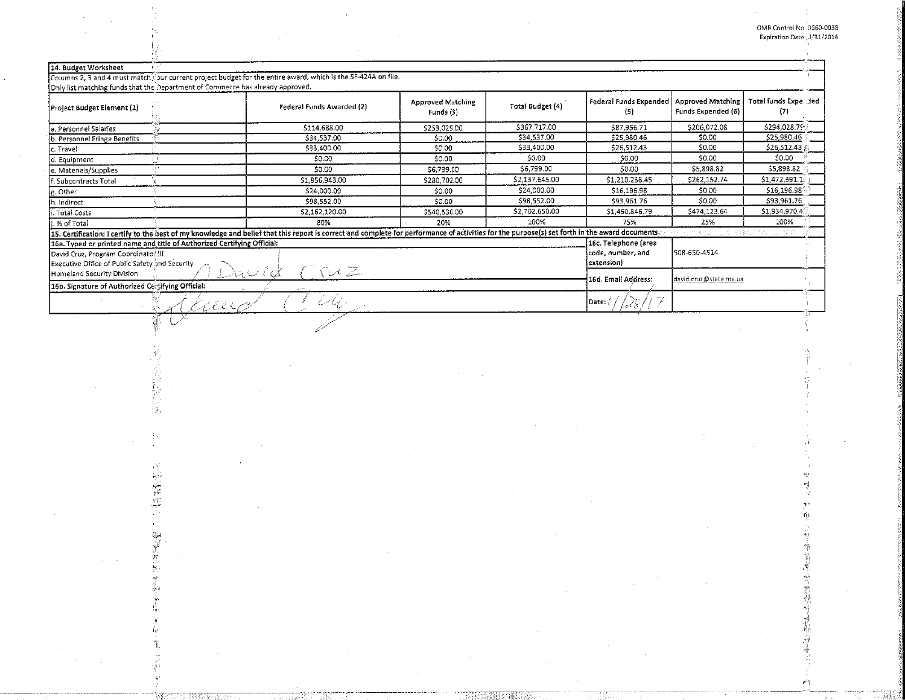OMB Control No. 0660-0038
Expiration Date 3/31/2016

**14. Budget Worksheet**

Columns 2, 3 and 4 must match your current project budget for the entire award, which is the SF-424A on file.
Only list matching funds that the Department of Commerce has already approved.

| Project Budget Element (1) | Federal Funds Awarded (2) | Approved Matching Funds (3) | Total Budget (4) | Federal Funds Expended (5) | Approved Matching Funds Expended (6) | Total funds Expended (7) |
|---|---|---|---|---|---|---|
| a. Personnel Salaries | $114,688.00 | $253,029.00 | $367,717.00 | $87,956.71 | $206,072.08 | $294,028.79 |
| b. Personnel Fringe Benefits | $34,537.00 | $0.00 | $34,537.00 | $25,980.46 | $0.00 | $25,980.46 |
| c. Travel | $33,400.00 | $0.00 | $33,400.00 | $26,512.43 | $0.00 | $26,512.43 |
| d. Equipment | $0.00 | $0.00 | $0.00 | $0.00 | $0.00 | $0.00 |
| e. Materials/Supplies | $0.00 | $6,799.00 | $6,799.00 | $0.00 | $5,898.82 | $5,898.82 |
| f. Subcontracts Total | $1,856,943.00 | $280,702.00 | $2,137,645.00 | $1,210,238.45 | $262,152.74 | $1,472,391.1 |
| g. Other | $24,000.00 | $0.00 | $24,000.00 | $16,196.98 | $0.00 | $16,196.98 |
| h. Indirect | $98,552.00 | $0.00 | $98,552.00 | $93,961.76 | $0.00 | $93,961.76 |
| i. Total Costs | $2,162,120.00 | $540,530.00 | $2,702,650.00 | $1,460,846.79 | $474,123.64 | $1,934,970.4 |
| j. % of Total | 80% | 20% | 100% | 75% | 25% | 100% |

**15. Certification:** I certify to the best of my knowledge and belief that this report is correct and complete for performance of activities for the purpose(s) set forth in the award documents.

| | | | |
|---|---|---|---|
| **16a. Typed or printed name and title of Authorized Certifying Official:** David Cruz, Program Coordinator III, Executive Office of Public Safety and Security, Homeland Security Division | | **16c. Telephone (area code, number, and extension)** | 508-650-4514 |
| | | **16d. Email Address:** | david.cruz@state.ma.us |
| **16b. Signature of Authorized Certifying Official:** | | **Date:** 4/28/17 | |